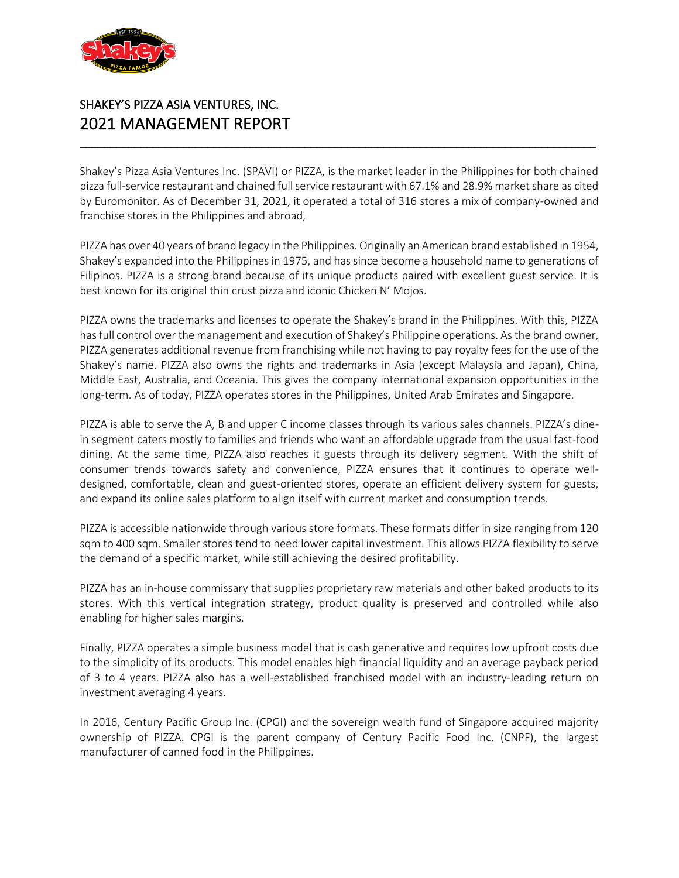# SHAKEY'S PIZZA ASIA VENTURES, INC.

# 2021 MANAGEMENT REPORT

Shakey's Pizza Asia Ventures Inc. (SPAVI) or PIZZA, is the market leader in the Philippines for both chained pizza full-service restaurant and chained full service restaurant with 67.1% and 28.9% market share as cited by Euromonitor. As of December 31, 2021, it operated a total of 316 stores a mix of company-owned and franchise stores in the Philippines and abroad,

PIZZA has over 40 years of brand legacy in the Philippines. Originally an American brand established in 1954, Shakey's expanded into the Philippines in 1975, and has since become a household name to generations of Filipinos. PIZZA is a strong brand because of its unique products paired with excellent guest service. It is best known for its original thin crust pizza and iconic Chicken N' Mojos.

PIZZA owns the trademarks and licenses to operate the Shakey's brand in the Philippines. With this, PIZZA has full control over the management and execution of Shakey's Philippine operations. As the brand owner, PIZZA generates additional revenue from franchising while not having to pay royalty fees for the use of the Shakey's name. PIZZA also owns the rights and trademarks in Asia (except Malaysia and Japan), China, Middle East, Australia, and Oceania. This gives the company international expansion opportunities in the long-term. As of today, PIZZA operates stores in the Philippines, United Arab Emirates and Singapore.

PIZZA is able to serve the A, B and upper C income classes through its various sales channels. PIZZA's dine-in segment caters mostly to families and friends who want an affordable upgrade from the usual fast-food dining. At the same time, PIZZA also reaches it guests through its delivery segment. With the shift of consumer trends towards safety and convenience, PIZZA ensures that it continues to operate well-designed, comfortable, clean and guest-oriented stores, operate an efficient delivery system for guests, and expand its online sales platform to align itself with current market and consumption trends.

PIZZA is accessible nationwide through various store formats. These formats differ in size ranging from 120 sqm to 400 sqm. Smaller stores tend to need lower capital investment. This allows PIZZA flexibility to serve the demand of a specific market, while still achieving the desired profitability.

PIZZA has an in-house commissary that supplies proprietary raw materials and other baked products to its stores. With this vertical integration strategy, product quality is preserved and controlled while also enabling for higher sales margins.

Finally, PIZZA operates a simple business model that is cash generative and requires low upfront costs due to the simplicity of its products. This model enables high financial liquidity and an average payback period of 3 to 4 years. PIZZA also has a well-established franchised model with an industry-leading return on investment averaging 4 years.

In 2016, Century Pacific Group Inc. (CPGI) and the sovereign wealth fund of Singapore acquired majority ownership of PIZZA. CPGI is the parent company of Century Pacific Food Inc. (CNPF), the largest manufacturer of canned food in the Philippines.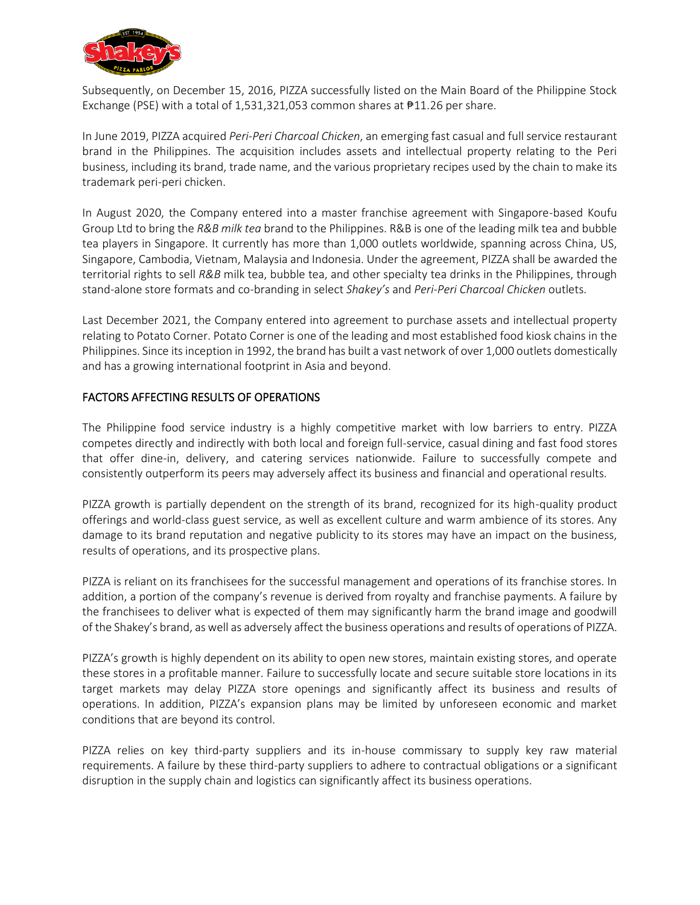Subsequently, on December 15, 2016, PIZZA successfully listed on the Main Board of the Philippine Stock Exchange (PSE) with a total of 1,531,321,053 common shares at ₱11.26 per share.

In June 2019, PIZZA acquired *Peri-Peri Charcoal Chicken*, an emerging fast casual and full service restaurant brand in the Philippines. The acquisition includes assets and intellectual property relating to the Peri business, including its brand, trade name, and the various proprietary recipes used by the chain to make its trademark peri-peri chicken.

In August 2020, the Company entered into a master franchise agreement with Singapore-based Koufu Group Ltd to bring the *R&B milk tea* brand to the Philippines. R&B is one of the leading milk tea and bubble tea players in Singapore. It currently has more than 1,000 outlets worldwide, spanning across China, US, Singapore, Cambodia, Vietnam, Malaysia and Indonesia. Under the agreement, PIZZA shall be awarded the territorial rights to sell *R&B* milk tea, bubble tea, and other specialty tea drinks in the Philippines, through stand-alone store formats and co-branding in select *Shakey's* and *Peri-Peri Charcoal Chicken* outlets.

Last December 2021, the Company entered into agreement to purchase assets and intellectual property relating to Potato Corner. Potato Corner is one of the leading and most established food kiosk chains in the Philippines. Since its inception in 1992, the brand has built a vast network of over 1,000 outlets domestically and has a growing international footprint in Asia and beyond.

## FACTORS AFFECTING RESULTS OF OPERATIONS

The Philippine food service industry is a highly competitive market with low barriers to entry. PIZZA competes directly and indirectly with both local and foreign full-service, casual dining and fast food stores that offer dine-in, delivery, and catering services nationwide. Failure to successfully compete and consistently outperform its peers may adversely affect its business and financial and operational results.

PIZZA growth is partially dependent on the strength of its brand, recognized for its high-quality product offerings and world-class guest service, as well as excellent culture and warm ambience of its stores. Any damage to its brand reputation and negative publicity to its stores may have an impact on the business, results of operations, and its prospective plans.

PIZZA is reliant on its franchisees for the successful management and operations of its franchise stores. In addition, a portion of the company's revenue is derived from royalty and franchise payments. A failure by the franchisees to deliver what is expected of them may significantly harm the brand image and goodwill of the Shakey's brand, as well as adversely affect the business operations and results of operations of PIZZA.

PIZZA's growth is highly dependent on its ability to open new stores, maintain existing stores, and operate these stores in a profitable manner. Failure to successfully locate and secure suitable store locations in its target markets may delay PIZZA store openings and significantly affect its business and results of operations. In addition, PIZZA's expansion plans may be limited by unforeseen economic and market conditions that are beyond its control.

PIZZA relies on key third-party suppliers and its in-house commissary to supply key raw material requirements. A failure by these third-party suppliers to adhere to contractual obligations or a significant disruption in the supply chain and logistics can significantly affect its business operations.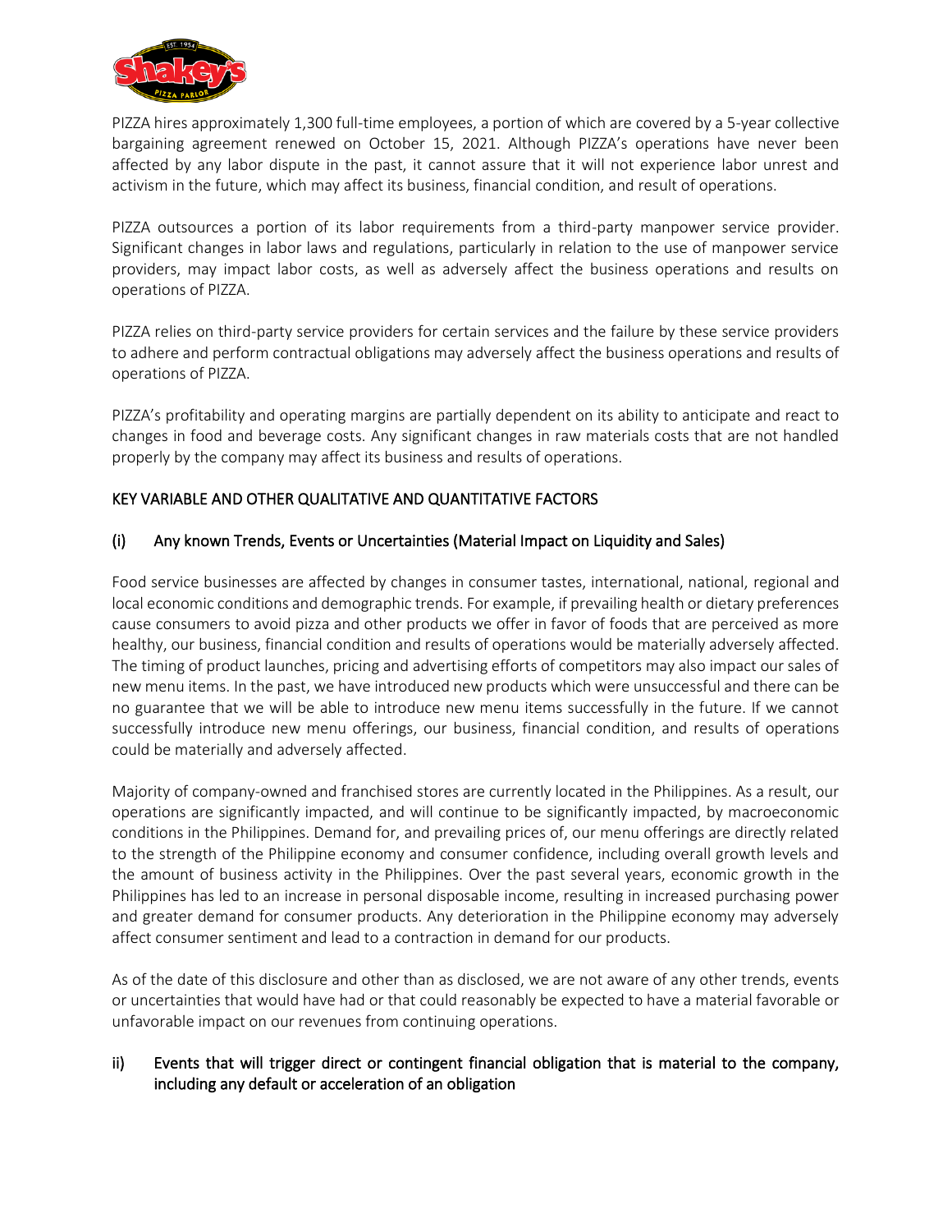PIZZA hires approximately 1,300 full-time employees, a portion of which are covered by a 5-year collective bargaining agreement renewed on October 15, 2021. Although PIZZA's operations have never been affected by any labor dispute in the past, it cannot assure that it will not experience labor unrest and activism in the future, which may affect its business, financial condition, and result of operations.

PIZZA outsources a portion of its labor requirements from a third-party manpower service provider. Significant changes in labor laws and regulations, particularly in relation to the use of manpower service providers, may impact labor costs, as well as adversely affect the business operations and results on operations of PIZZA.

PIZZA relies on third-party service providers for certain services and the failure by these service providers to adhere and perform contractual obligations may adversely affect the business operations and results of operations of PIZZA.

PIZZA's profitability and operating margins are partially dependent on its ability to anticipate and react to changes in food and beverage costs. Any significant changes in raw materials costs that are not handled properly by the company may affect its business and results of operations.

## KEY VARIABLE AND OTHER QUALITATIVE AND QUANTITATIVE FACTORS

### (i) Any known Trends, Events or Uncertainties (Material Impact on Liquidity and Sales)

Food service businesses are affected by changes in consumer tastes, international, national, regional and local economic conditions and demographic trends. For example, if prevailing health or dietary preferences cause consumers to avoid pizza and other products we offer in favor of foods that are perceived as more healthy, our business, financial condition and results of operations would be materially adversely affected. The timing of product launches, pricing and advertising efforts of competitors may also impact our sales of new menu items. In the past, we have introduced new products which were unsuccessful and there can be no guarantee that we will be able to introduce new menu items successfully in the future. If we cannot successfully introduce new menu offerings, our business, financial condition, and results of operations could be materially and adversely affected.

Majority of company-owned and franchised stores are currently located in the Philippines. As a result, our operations are significantly impacted, and will continue to be significantly impacted, by macroeconomic conditions in the Philippines. Demand for, and prevailing prices of, our menu offerings are directly related to the strength of the Philippine economy and consumer confidence, including overall growth levels and the amount of business activity in the Philippines. Over the past several years, economic growth in the Philippines has led to an increase in personal disposable income, resulting in increased purchasing power and greater demand for consumer products. Any deterioration in the Philippine economy may adversely affect consumer sentiment and lead to a contraction in demand for our products.

As of the date of this disclosure and other than as disclosed, we are not aware of any other trends, events or uncertainties that would have had or that could reasonably be expected to have a material favorable or unfavorable impact on our revenues from continuing operations.

### ii) Events that will trigger direct or contingent financial obligation that is material to the company, including any default or acceleration of an obligation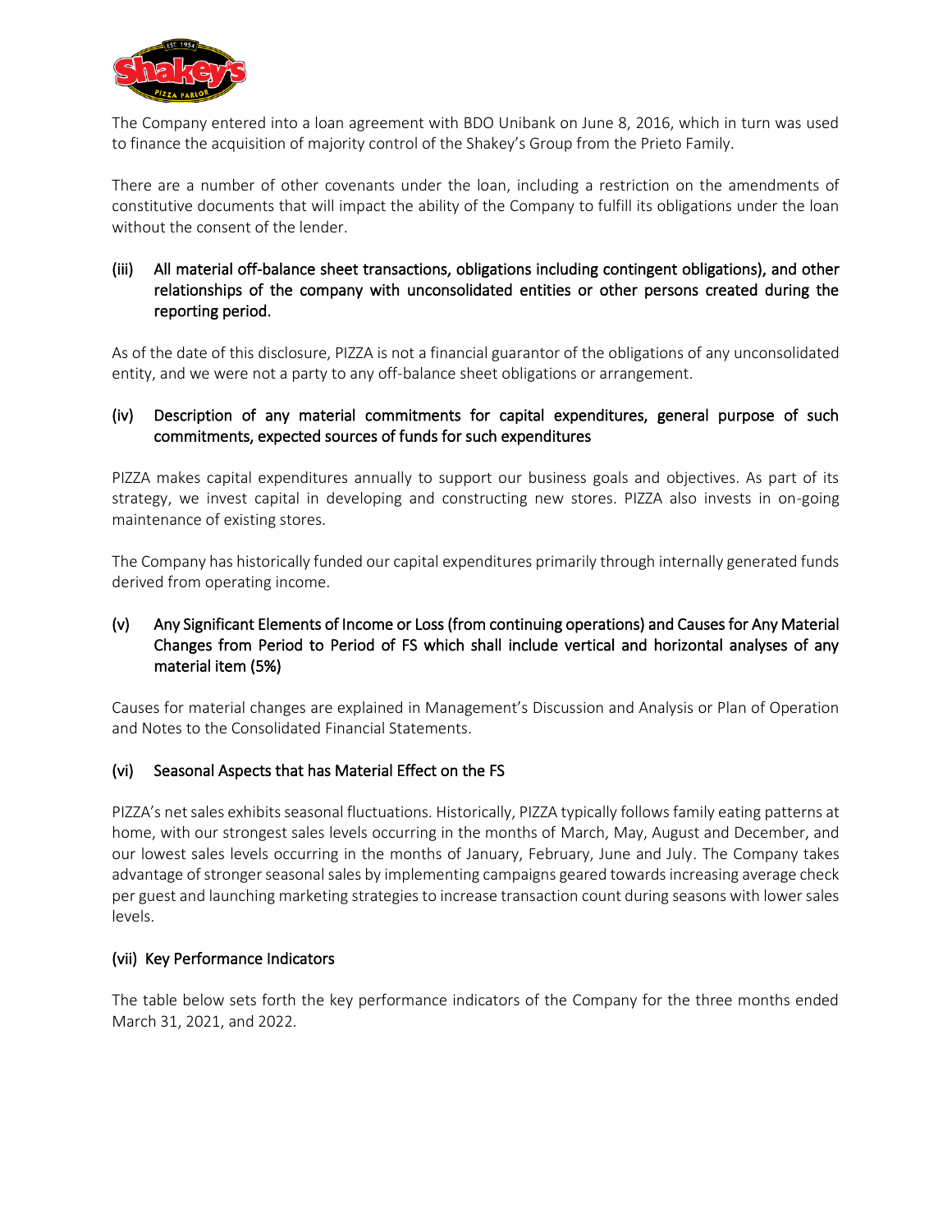The Company entered into a loan agreement with BDO Unibank on June 8, 2016, which in turn was used to finance the acquisition of majority control of the Shakey's Group from the Prieto Family.

There are a number of other covenants under the loan, including a restriction on the amendments of constitutive documents that will impact the ability of the Company to fulfill its obligations under the loan without the consent of the lender.

### (iii) All material off-balance sheet transactions, obligations including contingent obligations), and other relationships of the company with unconsolidated entities or other persons created during the reporting period.

As of the date of this disclosure, PIZZA is not a financial guarantor of the obligations of any unconsolidated entity, and we were not a party to any off-balance sheet obligations or arrangement.

### (iv) Description of any material commitments for capital expenditures, general purpose of such commitments, expected sources of funds for such expenditures

PIZZA makes capital expenditures annually to support our business goals and objectives. As part of its strategy, we invest capital in developing and constructing new stores. PIZZA also invests in on-going maintenance of existing stores.

The Company has historically funded our capital expenditures primarily through internally generated funds derived from operating income.

### (v) Any Significant Elements of Income or Loss (from continuing operations) and Causes for Any Material Changes from Period to Period of FS which shall include vertical and horizontal analyses of any material item (5%)

Causes for material changes are explained in Management's Discussion and Analysis or Plan of Operation and Notes to the Consolidated Financial Statements.

### (vi) Seasonal Aspects that has Material Effect on the FS

PIZZA's net sales exhibits seasonal fluctuations. Historically, PIZZA typically follows family eating patterns at home, with our strongest sales levels occurring in the months of March, May, August and December, and our lowest sales levels occurring in the months of January, February, June and July. The Company takes advantage of stronger seasonal sales by implementing campaigns geared towards increasing average check per guest and launching marketing strategies to increase transaction count during seasons with lower sales levels.

### (vii) Key Performance Indicators

The table below sets forth the key performance indicators of the Company for the three months ended March 31, 2021, and 2022.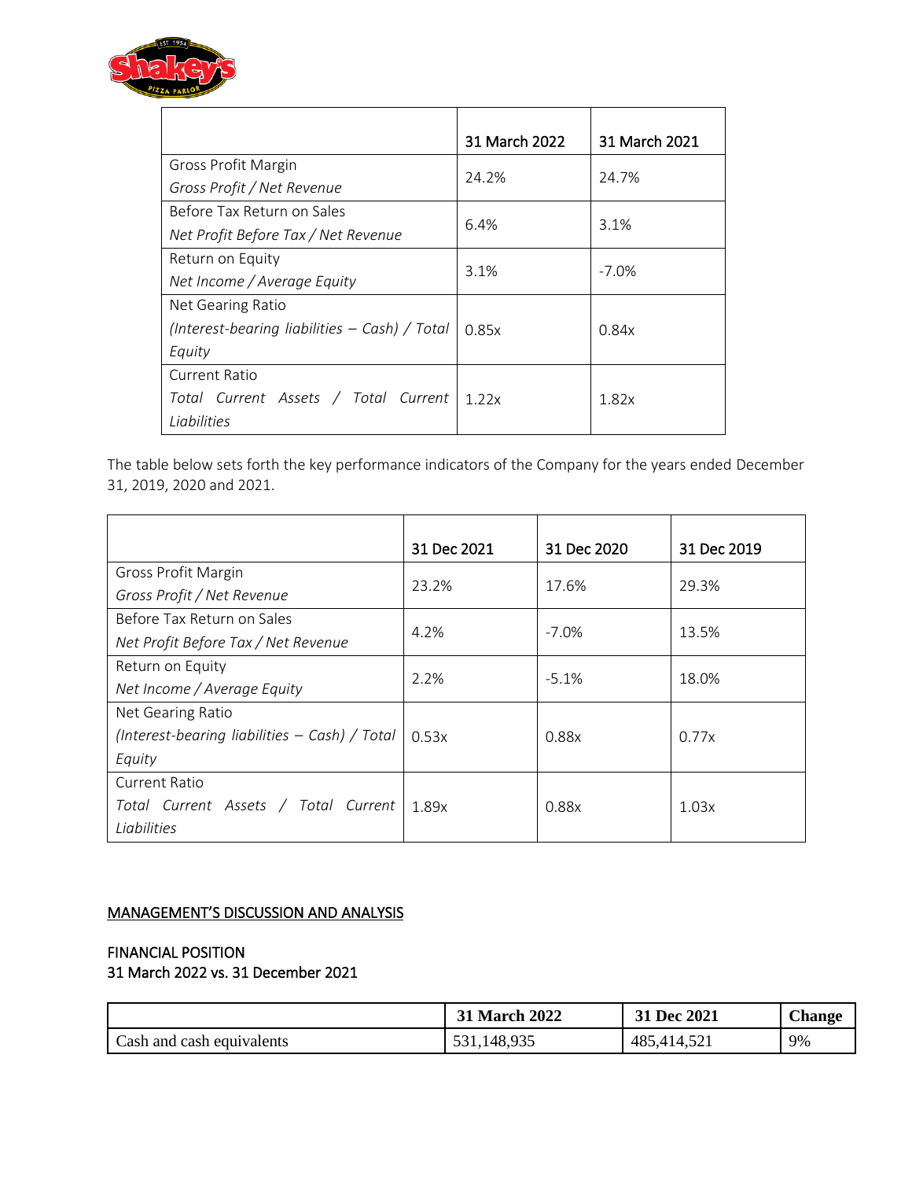| | 31 March 2022 | 31 March 2021 |
|---|---|---|
| Gross Profit Margin<br>*Gross Profit / Net Revenue* | 24.2% | 24.7% |
| Before Tax Return on Sales<br>*Net Profit Before Tax / Net Revenue* | 6.4% | 3.1% |
| Return on Equity<br>*Net Income / Average Equity* | 3.1% | -7.0% |
| Net Gearing Ratio<br>*(Interest-bearing liabilities – Cash) / Total Equity* | 0.85x | 0.84x |
| Current Ratio<br>*Total Current Assets / Total Current Liabilities* | 1.22x | 1.82x |

The table below sets forth the key performance indicators of the Company for the years ended December 31, 2019, 2020 and 2021.

| | 31 Dec 2021 | 31 Dec 2020 | 31 Dec 2019 |
|---|---|---|---|
| Gross Profit Margin<br>*Gross Profit / Net Revenue* | 23.2% | 17.6% | 29.3% |
| Before Tax Return on Sales<br>*Net Profit Before Tax / Net Revenue* | 4.2% | -7.0% | 13.5% |
| Return on Equity<br>*Net Income / Average Equity* | 2.2% | -5.1% | 18.0% |
| Net Gearing Ratio<br>*(Interest-bearing liabilities – Cash) / Total Equity* | 0.53x | 0.88x | 0.77x |
| Current Ratio<br>*Total Current Assets / Total Current Liabilities* | 1.89x | 0.88x | 1.03x |

## MANAGEMENT'S DISCUSSION AND ANALYSIS

### FINANCIAL POSITION
### 31 March 2022 vs. 31 December 2021

| | 31 March 2022 | 31 Dec 2021 | Change |
|---|---|---|---|
| Cash and cash equivalents | 531,148,935 | 485,414,521 | 9% |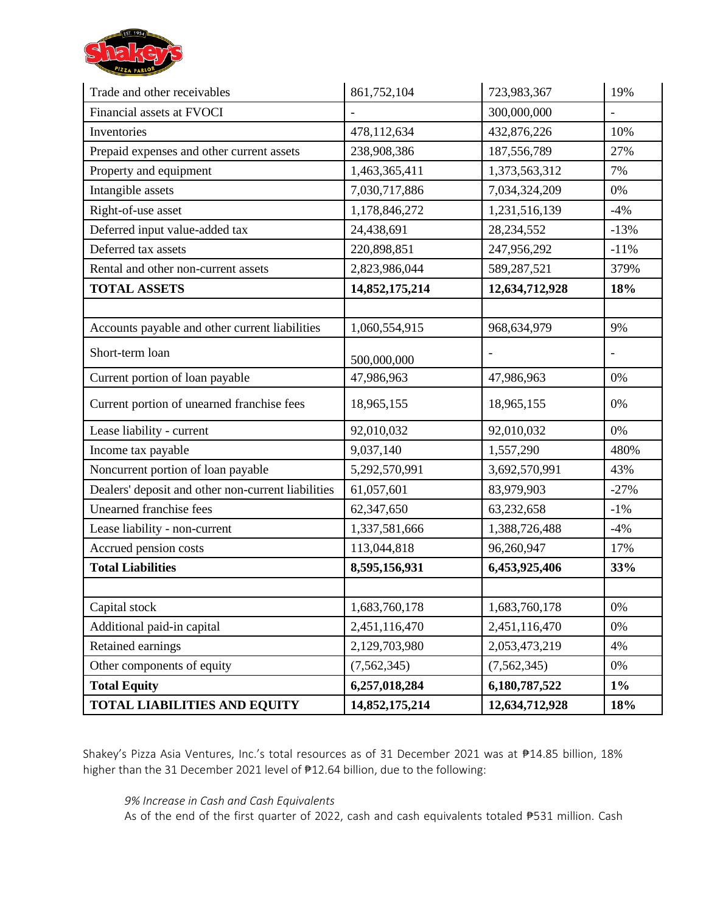| | | | |
|---|---|---|---|
| Trade and other receivables | 861,752,104 | 723,983,367 | 19% |
| Financial assets at FVOCI | - | 300,000,000 | - |
| Inventories | 478,112,634 | 432,876,226 | 10% |
| Prepaid expenses and other current assets | 238,908,386 | 187,556,789 | 27% |
| Property and equipment | 1,463,365,411 | 1,373,563,312 | 7% |
| Intangible assets | 7,030,717,886 | 7,034,324,209 | 0% |
| Right-of-use asset | 1,178,846,272 | 1,231,516,139 | -4% |
| Deferred input value-added tax | 24,438,691 | 28,234,552 | -13% |
| Deferred tax assets | 220,898,851 | 247,956,292 | -11% |
| Rental and other non-current assets | 2,823,986,044 | 589,287,521 | 379% |
| **TOTAL ASSETS** | **14,852,175,214** | **12,634,712,928** | **18%** |
| | | | |
| Accounts payable and other current liabilities | 1,060,554,915 | 968,634,979 | 9% |
| Short-term loan | 500,000,000 | - | - |
| Current portion of loan payable | 47,986,963 | 47,986,963 | 0% |
| Current portion of unearned franchise fees | 18,965,155 | 18,965,155 | 0% |
| Lease liability - current | 92,010,032 | 92,010,032 | 0% |
| Income tax payable | 9,037,140 | 1,557,290 | 480% |
| Noncurrent portion of loan payable | 5,292,570,991 | 3,692,570,991 | 43% |
| Dealers' deposit and other non-current liabilities | 61,057,601 | 83,979,903 | -27% |
| Unearned franchise fees | 62,347,650 | 63,232,658 | -1% |
| Lease liability - non-current | 1,337,581,666 | 1,388,726,488 | -4% |
| Accrued pension costs | 113,044,818 | 96,260,947 | 17% |
| **Total Liabilities** | **8,595,156,931** | **6,453,925,406** | **33%** |
| | | | |
| Capital stock | 1,683,760,178 | 1,683,760,178 | 0% |
| Additional paid-in capital | 2,451,116,470 | 2,451,116,470 | 0% |
| Retained earnings | 2,129,703,980 | 2,053,473,219 | 4% |
| Other components of equity | (7,562,345) | (7,562,345) | 0% |
| **Total Equity** | **6,257,018,284** | **6,180,787,522** | **1%** |
| **TOTAL LIABILITIES AND EQUITY** | **14,852,175,214** | **12,634,712,928** | **18%** |

Shakey's Pizza Asia Ventures, Inc.'s total resources as of 31 December 2021 was at ₱14.85 billion, 18% higher than the 31 December 2021 level of ₱12.64 billion, due to the following:

*9% Increase in Cash and Cash Equivalents*

As of the end of the first quarter of 2022, cash and cash equivalents totaled ₱531 million. Cash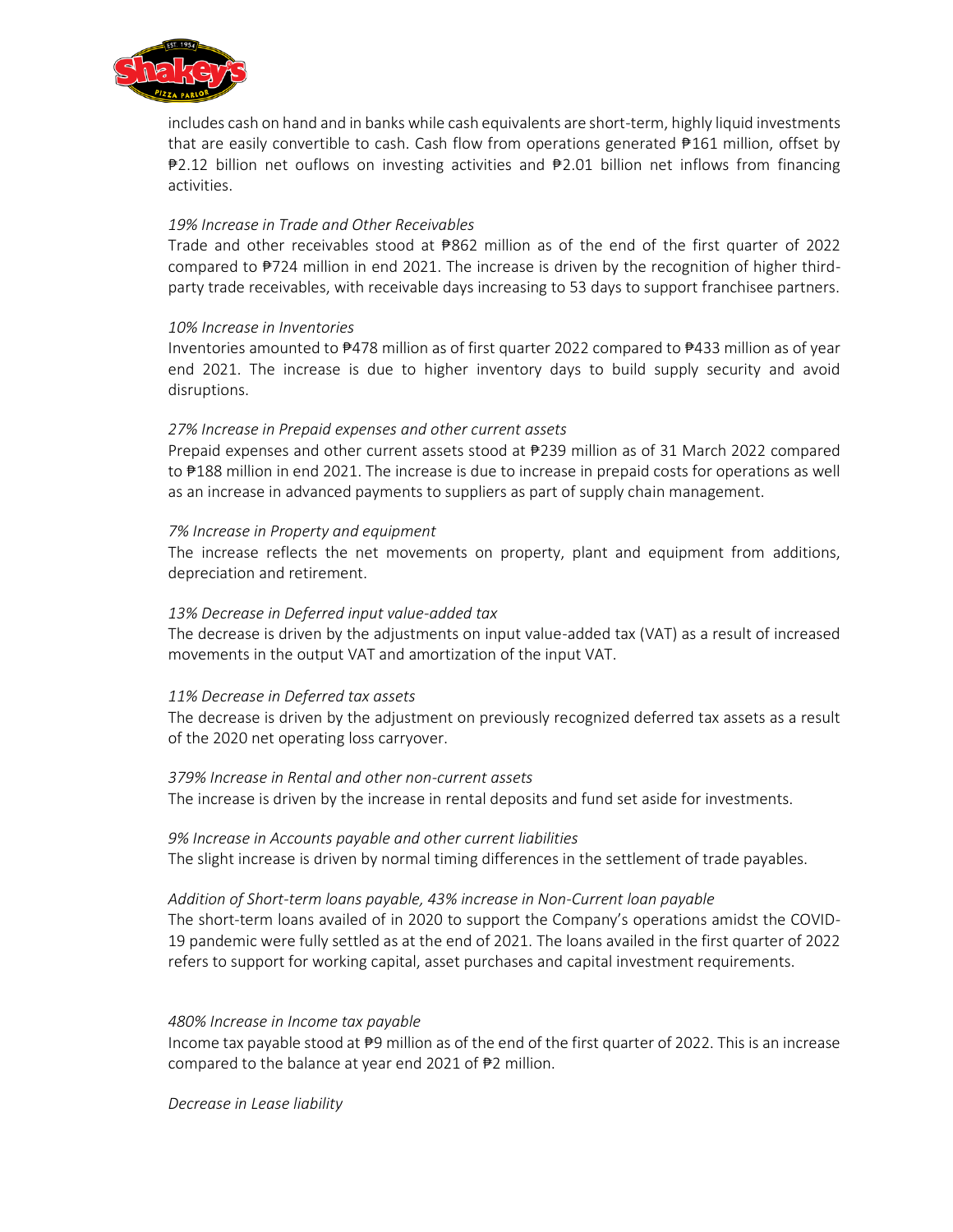includes cash on hand and in banks while cash equivalents are short-term, highly liquid investments that are easily convertible to cash. Cash flow from operations generated ₱161 million, offset by ₱2.12 billion net ouflows on investing activities and ₱2.01 billion net inflows from financing activities.

*19% Increase in Trade and Other Receivables*

Trade and other receivables stood at ₱862 million as of the end of the first quarter of 2022 compared to ₱724 million in end 2021. The increase is driven by the recognition of higher third-party trade receivables, with receivable days increasing to 53 days to support franchisee partners.

*10% Increase in Inventories*

Inventories amounted to ₱478 million as of first quarter 2022 compared to ₱433 million as of year end 2021. The increase is due to higher inventory days to build supply security and avoid disruptions.

*27% Increase in Prepaid expenses and other current assets*

Prepaid expenses and other current assets stood at ₱239 million as of 31 March 2022 compared to ₱188 million in end 2021. The increase is due to increase in prepaid costs for operations as well as an increase in advanced payments to suppliers as part of supply chain management.

*7% Increase in Property and equipment*

The increase reflects the net movements on property, plant and equipment from additions, depreciation and retirement.

*13% Decrease in Deferred input value-added tax*

The decrease is driven by the adjustments on input value-added tax (VAT) as a result of increased movements in the output VAT and amortization of the input VAT.

*11% Decrease in Deferred tax assets*

The decrease is driven by the adjustment on previously recognized deferred tax assets as a result of the 2020 net operating loss carryover.

*379% Increase in Rental and other non-current assets*

The increase is driven by the increase in rental deposits and fund set aside for investments.

*9% Increase in Accounts payable and other current liabilities*

The slight increase is driven by normal timing differences in the settlement of trade payables.

*Addition of Short-term loans payable, 43% increase in Non-Current loan payable*

The short-term loans availed of in 2020 to support the Company's operations amidst the COVID-19 pandemic were fully settled as at the end of 2021. The loans availed in the first quarter of 2022 refers to support for working capital, asset purchases and capital investment requirements.

*480% Increase in Income tax payable*

Income tax payable stood at ₱9 million as of the end of the first quarter of 2022. This is an increase compared to the balance at year end 2021 of ₱2 million.

*Decrease in Lease liability*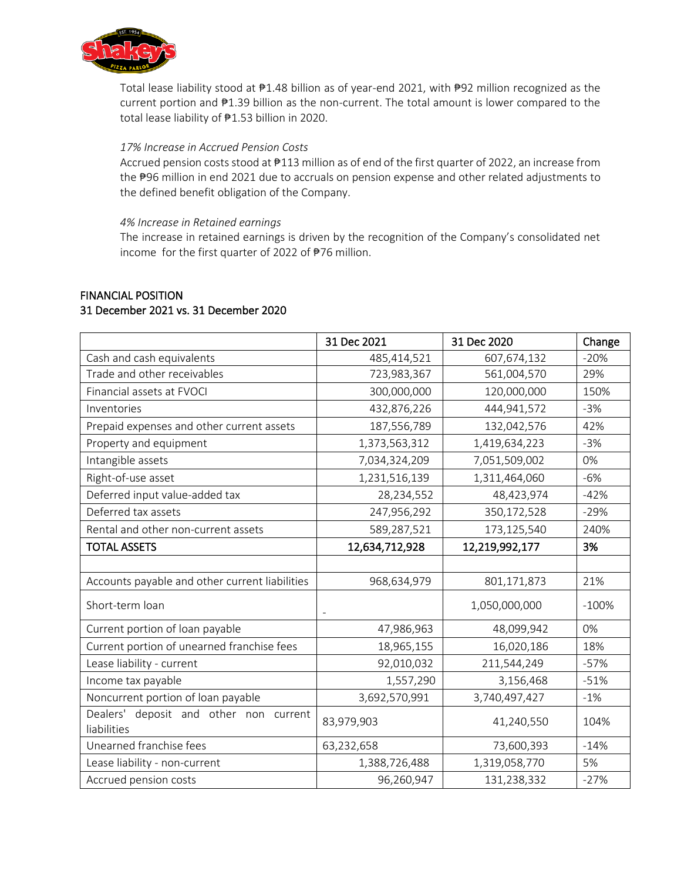Total lease liability stood at ₱1.48 billion as of year-end 2021, with ₱92 million recognized as the current portion and ₱1.39 billion as the non-current. The total amount is lower compared to the total lease liability of ₱1.53 billion in 2020.

*17% Increase in Accrued Pension Costs*

Accrued pension costs stood at ₱113 million as of end of the first quarter of 2022, an increase from the ₱96 million in end 2021 due to accruals on pension expense and other related adjustments to the defined benefit obligation of the Company.

*4% Increase in Retained earnings*

The increase in retained earnings is driven by the recognition of the Company's consolidated net income for the first quarter of 2022 of ₱76 million.

## FINANCIAL POSITION
## 31 December 2021 vs. 31 December 2020

| | 31 Dec 2021 | 31 Dec 2020 | Change |
|---|---|---|---|
| Cash and cash equivalents | 485,414,521 | 607,674,132 | -20% |
| Trade and other receivables | 723,983,367 | 561,004,570 | 29% |
| Financial assets at FVOCI | 300,000,000 | 120,000,000 | 150% |
| Inventories | 432,876,226 | 444,941,572 | -3% |
| Prepaid expenses and other current assets | 187,556,789 | 132,042,576 | 42% |
| Property and equipment | 1,373,563,312 | 1,419,634,223 | -3% |
| Intangible assets | 7,034,324,209 | 7,051,509,002 | 0% |
| Right-of-use asset | 1,231,516,139 | 1,311,464,060 | -6% |
| Deferred input value-added tax | 28,234,552 | 48,423,974 | -42% |
| Deferred tax assets | 247,956,292 | 350,172,528 | -29% |
| Rental and other non-current assets | 589,287,521 | 173,125,540 | 240% |
| **TOTAL ASSETS** | **12,634,712,928** | **12,219,992,177** | **3%** |
| | | | |
| Accounts payable and other current liabilities | 968,634,979 | 801,171,873 | 21% |
| Short-term loan | - | 1,050,000,000 | -100% |
| Current portion of loan payable | 47,986,963 | 48,099,942 | 0% |
| Current portion of unearned franchise fees | 18,965,155 | 16,020,186 | 18% |
| Lease liability - current | 92,010,032 | 211,544,249 | -57% |
| Income tax payable | 1,557,290 | 3,156,468 | -51% |
| Noncurrent portion of loan payable | 3,692,570,991 | 3,740,497,427 | -1% |
| Dealers' deposit and other non current liabilities | 83,979,903 | 41,240,550 | 104% |
| Unearned franchise fees | 63,232,658 | 73,600,393 | -14% |
| Lease liability - non-current | 1,388,726,488 | 1,319,058,770 | 5% |
| Accrued pension costs | 96,260,947 | 131,238,332 | -27% |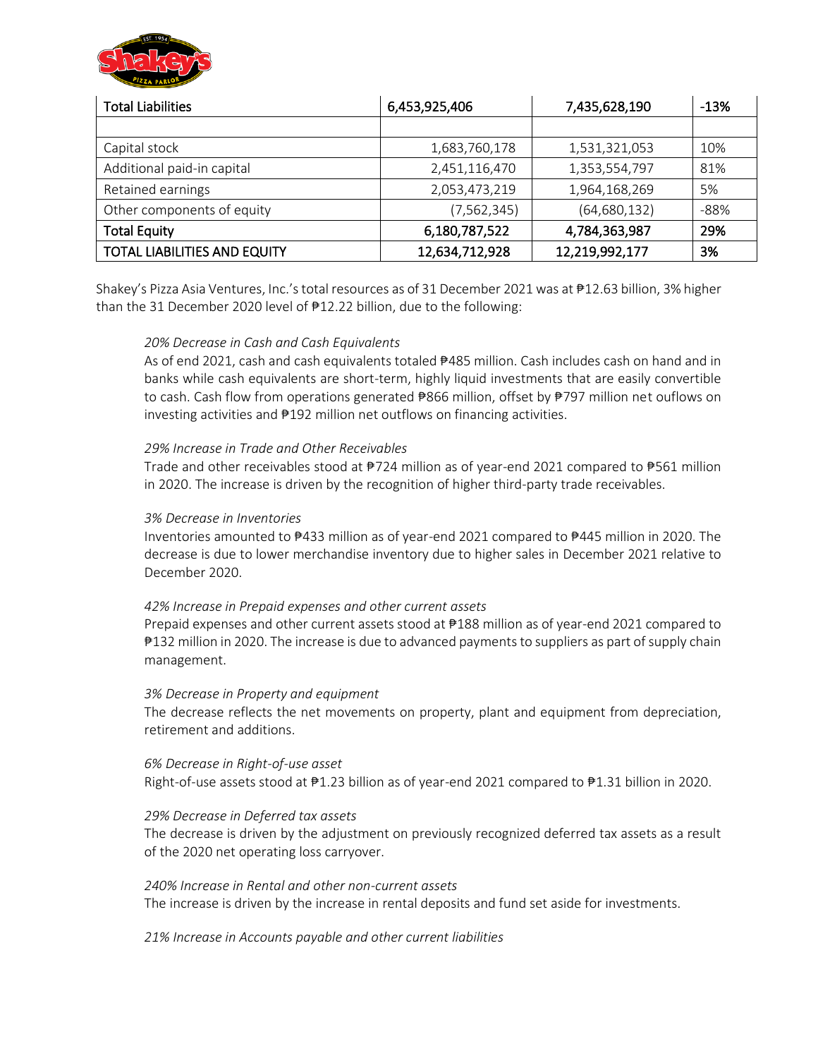| Total Liabilities | 6,453,925,406 | 7,435,628,190 | -13% |
|---|---|---|---|
| | | | |
| Capital stock | 1,683,760,178 | 1,531,321,053 | 10% |
| Additional paid-in capital | 2,451,116,470 | 1,353,554,797 | 81% |
| Retained earnings | 2,053,473,219 | 1,964,168,269 | 5% |
| Other components of equity | (7,562,345) | (64,680,132) | -88% |
| **Total Equity** | **6,180,787,522** | **4,784,363,987** | **29%** |
| **TOTAL LIABILITIES AND EQUITY** | **12,634,712,928** | **12,219,992,177** | **3%** |

Shakey's Pizza Asia Ventures, Inc.'s total resources as of 31 December 2021 was at ₱12.63 billion, 3% higher than the 31 December 2020 level of ₱12.22 billion, due to the following:

*20% Decrease in Cash and Cash Equivalents*

As of end 2021, cash and cash equivalents totaled ₱485 million. Cash includes cash on hand and in banks while cash equivalents are short-term, highly liquid investments that are easily convertible to cash. Cash flow from operations generated ₱866 million, offset by ₱797 million net ouflows on investing activities and ₱192 million net outflows on financing activities.

*29% Increase in Trade and Other Receivables*

Trade and other receivables stood at ₱724 million as of year-end 2021 compared to ₱561 million in 2020. The increase is driven by the recognition of higher third-party trade receivables.

*3% Decrease in Inventories*

Inventories amounted to ₱433 million as of year-end 2021 compared to ₱445 million in 2020. The decrease is due to lower merchandise inventory due to higher sales in December 2021 relative to December 2020.

*42% Increase in Prepaid expenses and other current assets*

Prepaid expenses and other current assets stood at ₱188 million as of year-end 2021 compared to ₱132 million in 2020. The increase is due to advanced payments to suppliers as part of supply chain management.

*3% Decrease in Property and equipment*

The decrease reflects the net movements on property, plant and equipment from depreciation, retirement and additions.

*6% Decrease in Right-of-use asset*

Right-of-use assets stood at ₱1.23 billion as of year-end 2021 compared to ₱1.31 billion in 2020.

*29% Decrease in Deferred tax assets*

The decrease is driven by the adjustment on previously recognized deferred tax assets as a result of the 2020 net operating loss carryover.

*240% Increase in Rental and other non-current assets*

The increase is driven by the increase in rental deposits and fund set aside for investments.

*21% Increase in Accounts payable and other current liabilities*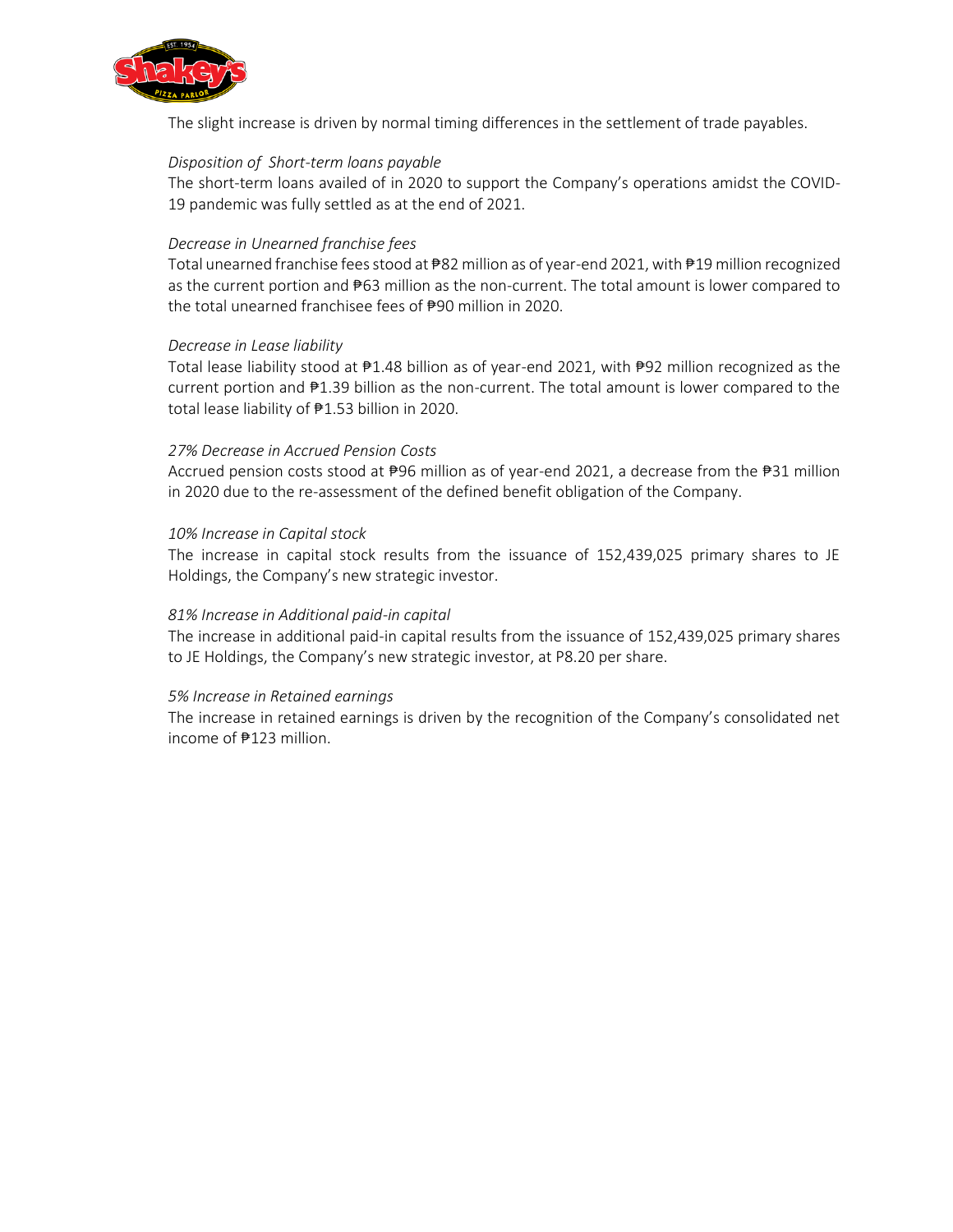The slight increase is driven by normal timing differences in the settlement of trade payables.

*Disposition of Short-term loans payable*

The short-term loans availed of in 2020 to support the Company's operations amidst the COVID-19 pandemic was fully settled as at the end of 2021.

*Decrease in Unearned franchise fees*

Total unearned franchise fees stood at ₱82 million as of year-end 2021, with ₱19 million recognized as the current portion and ₱63 million as the non-current. The total amount is lower compared to the total unearned franchisee fees of ₱90 million in 2020.

*Decrease in Lease liability*

Total lease liability stood at ₱1.48 billion as of year-end 2021, with ₱92 million recognized as the current portion and ₱1.39 billion as the non-current. The total amount is lower compared to the total lease liability of ₱1.53 billion in 2020.

*27% Decrease in Accrued Pension Costs*

Accrued pension costs stood at ₱96 million as of year-end 2021, a decrease from the ₱31 million in 2020 due to the re-assessment of the defined benefit obligation of the Company.

*10% Increase in Capital stock*

The increase in capital stock results from the issuance of 152,439,025 primary shares to JE Holdings, the Company's new strategic investor.

*81% Increase in Additional paid-in capital*

The increase in additional paid-in capital results from the issuance of 152,439,025 primary shares to JE Holdings, the Company's new strategic investor, at P8.20 per share.

*5% Increase in Retained earnings*

The increase in retained earnings is driven by the recognition of the Company's consolidated net income of ₱123 million.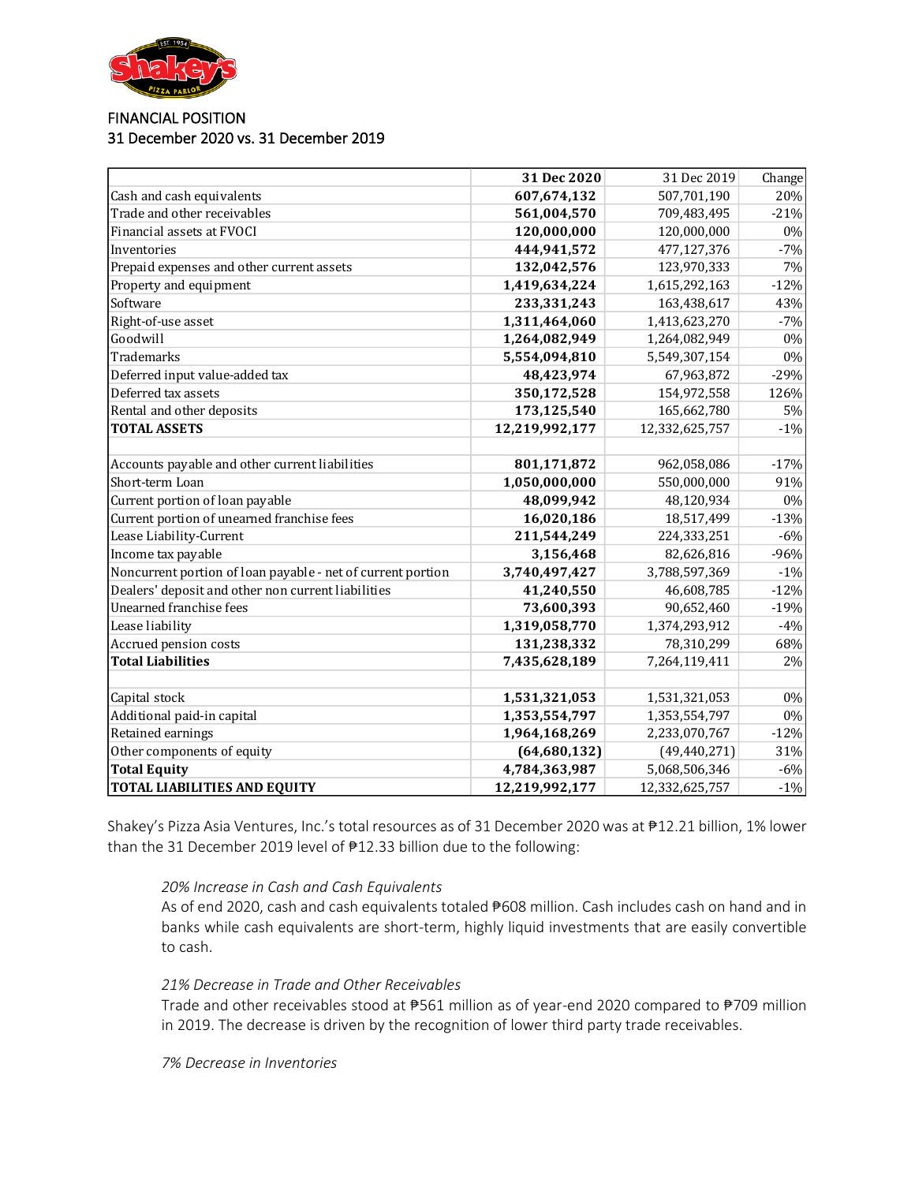FINANCIAL POSITION

31 December 2020 vs. 31 December 2019

| | 31 Dec 2020 | 31 Dec 2019 | Change |
|---|---|---|---|
| Cash and cash equivalents | **607,674,132** | 507,701,190 | 20% |
| Trade and other receivables | **561,004,570** | 709,483,495 | -21% |
| Financial assets at FVOCI | **120,000,000** | 120,000,000 | 0% |
| Inventories | **444,941,572** | 477,127,376 | -7% |
| Prepaid expenses and other current assets | **132,042,576** | 123,970,333 | 7% |
| Property and equipment | **1,419,634,224** | 1,615,292,163 | -12% |
| Software | **233,331,243** | 163,438,617 | 43% |
| Right-of-use asset | **1,311,464,060** | 1,413,623,270 | -7% |
| Goodwill | **1,264,082,949** | 1,264,082,949 | 0% |
| Trademarks | **5,554,094,810** | 5,549,307,154 | 0% |
| Deferred input value-added tax | **48,423,974** | 67,963,872 | -29% |
| Deferred tax assets | **350,172,528** | 154,972,558 | 126% |
| Rental and other deposits | **173,125,540** | 165,662,780 | 5% |
| **TOTAL ASSETS** | **12,219,992,177** | 12,332,625,757 | -1% |
| | | | |
| Accounts payable and other current liabilities | **801,171,872** | 962,058,086 | -17% |
| Short-term Loan | **1,050,000,000** | 550,000,000 | 91% |
| Current portion of loan payable | **48,099,942** | 48,120,934 | 0% |
| Current portion of unearned franchise fees | **16,020,186** | 18,517,499 | -13% |
| Lease Liability-Current | **211,544,249** | 224,333,251 | -6% |
| Income tax payable | **3,156,468** | 82,626,816 | -96% |
| Noncurrent portion of loan payable - net of current portion | **3,740,497,427** | 3,788,597,369 | -1% |
| Dealers' deposit and other non current liabilities | **41,240,550** | 46,608,785 | -12% |
| Unearned franchise fees | **73,600,393** | 90,652,460 | -19% |
| Lease liability | **1,319,058,770** | 1,374,293,912 | -4% |
| Accrued pension costs | **131,238,332** | 78,310,299 | 68% |
| **Total Liabilities** | **7,435,628,189** | 7,264,119,411 | 2% |
| | | | |
| Capital stock | **1,531,321,053** | 1,531,321,053 | 0% |
| Additional paid-in capital | **1,353,554,797** | 1,353,554,797 | 0% |
| Retained earnings | **1,964,168,269** | 2,233,070,767 | -12% |
| Other components of equity | **(64,680,132)** | (49,440,271) | 31% |
| **Total Equity** | **4,784,363,987** | 5,068,506,346 | -6% |
| **TOTAL LIABILITIES AND EQUITY** | **12,219,992,177** | 12,332,625,757 | -1% |

Shakey's Pizza Asia Ventures, Inc.'s total resources as of 31 December 2020 was at ₱12.21 billion, 1% lower than the 31 December 2019 level of ₱12.33 billion due to the following:

*20% Increase in Cash and Cash Equivalents*

As of end 2020, cash and cash equivalents totaled ₱608 million. Cash includes cash on hand and in banks while cash equivalents are short-term, highly liquid investments that are easily convertible to cash.

*21% Decrease in Trade and Other Receivables*

Trade and other receivables stood at ₱561 million as of year-end 2020 compared to ₱709 million in 2019. The decrease is driven by the recognition of lower third party trade receivables.

*7% Decrease in Inventories*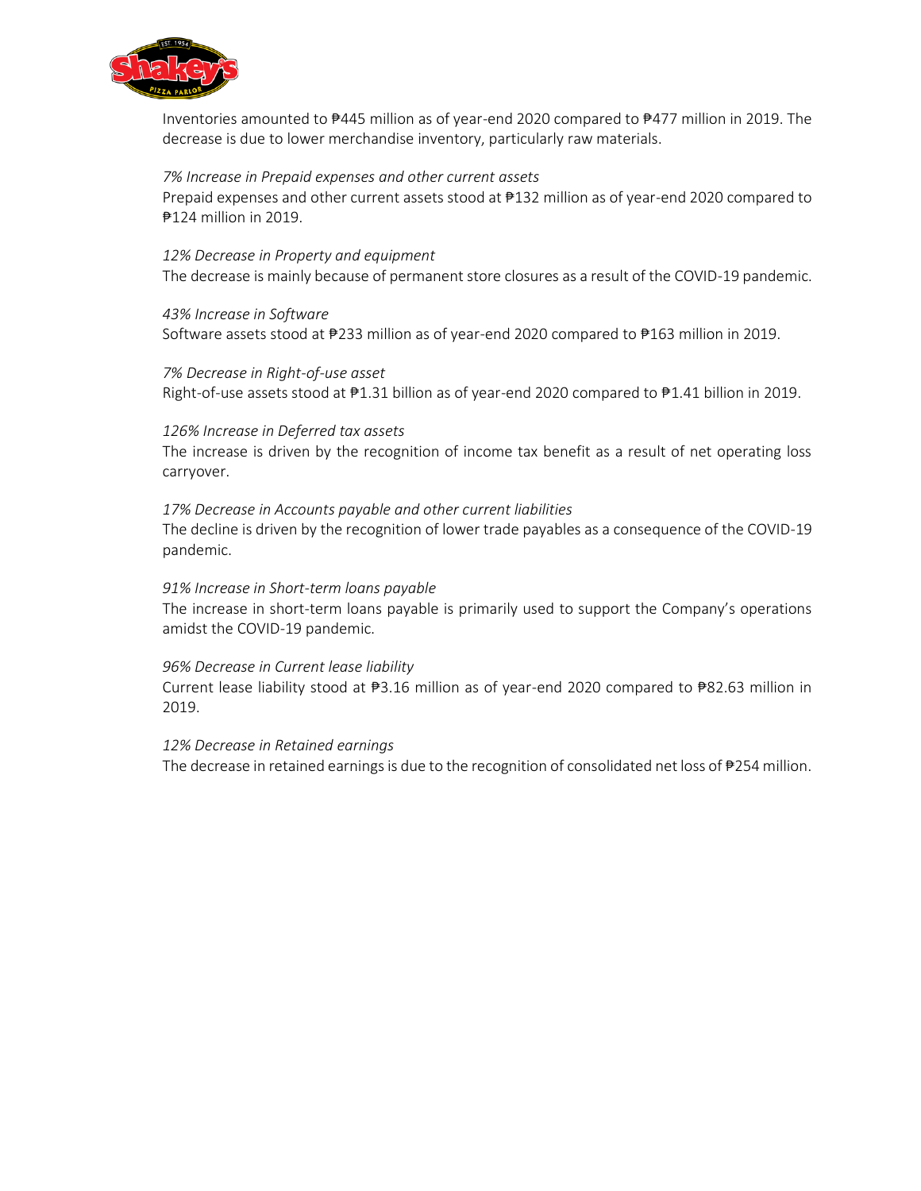Inventories amounted to ₱445 million as of year-end 2020 compared to ₱477 million in 2019. The decrease is due to lower merchandise inventory, particularly raw materials.

*7% Increase in Prepaid expenses and other current assets*

Prepaid expenses and other current assets stood at ₱132 million as of year-end 2020 compared to ₱124 million in 2019.

*12% Decrease in Property and equipment*

The decrease is mainly because of permanent store closures as a result of the COVID-19 pandemic.

*43% Increase in Software*

Software assets stood at ₱233 million as of year-end 2020 compared to ₱163 million in 2019.

*7% Decrease in Right-of-use asset*

Right-of-use assets stood at ₱1.31 billion as of year-end 2020 compared to ₱1.41 billion in 2019.

*126% Increase in Deferred tax assets*

The increase is driven by the recognition of income tax benefit as a result of net operating loss carryover.

*17% Decrease in Accounts payable and other current liabilities*

The decline is driven by the recognition of lower trade payables as a consequence of the COVID-19 pandemic.

*91% Increase in Short-term loans payable*

The increase in short-term loans payable is primarily used to support the Company's operations amidst the COVID-19 pandemic.

*96% Decrease in Current lease liability*

Current lease liability stood at ₱3.16 million as of year-end 2020 compared to ₱82.63 million in 2019.

*12% Decrease in Retained earnings*

The decrease in retained earnings is due to the recognition of consolidated net loss of ₱254 million.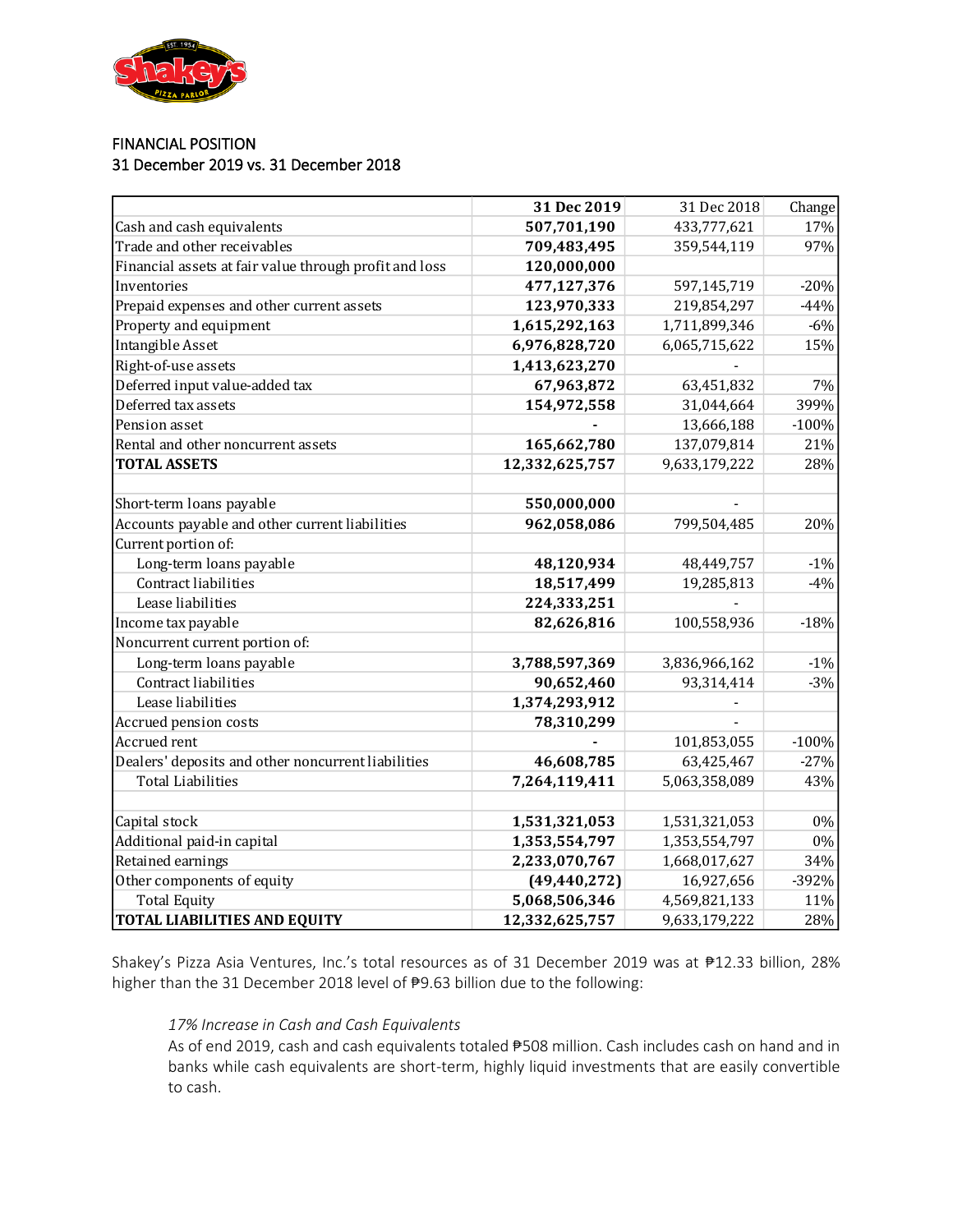## FINANCIAL POSITION
## 31 December 2019 vs. 31 December 2018

| | 31 Dec 2019 | 31 Dec 2018 | Change |
|---|---|---|---|
| Cash and cash equivalents | **507,701,190** | 433,777,621 | 17% |
| Trade and other receivables | **709,483,495** | 359,544,119 | 97% |
| Financial assets at fair value through profit and loss | **120,000,000** | | |
| Inventories | **477,127,376** | 597,145,719 | -20% |
| Prepaid expenses and other current assets | **123,970,333** | 219,854,297 | -44% |
| Property and equipment | **1,615,292,163** | 1,711,899,346 | -6% |
| Intangible Asset | **6,976,828,720** | 6,065,715,622 | 15% |
| Right-of-use assets | **1,413,623,270** | - | |
| Deferred input value-added tax | **67,963,872** | 63,451,832 | 7% |
| Deferred tax assets | **154,972,558** | 31,044,664 | 399% |
| Pension asset | **-** | 13,666,188 | -100% |
| Rental and other noncurrent assets | **165,662,780** | 137,079,814 | 21% |
| **TOTAL ASSETS** | **12,332,625,757** | 9,633,179,222 | 28% |
| | | | |
| Short-term loans payable | **550,000,000** | - | |
| Accounts payable and other current liabilities | **962,058,086** | 799,504,485 | 20% |
| Current portion of: | | | |
| Long-term loans payable | **48,120,934** | 48,449,757 | -1% |
| Contract liabilities | **18,517,499** | 19,285,813 | -4% |
| Lease liabilities | **224,333,251** | - | |
| Income tax payable | **82,626,816** | 100,558,936 | -18% |
| Noncurrent current portion of: | | | |
| Long-term loans payable | **3,788,597,369** | 3,836,966,162 | -1% |
| Contract liabilities | **90,652,460** | 93,314,414 | -3% |
| Lease liabilities | **1,374,293,912** | - | |
| Accrued pension costs | **78,310,299** | - | |
| Accrued rent | **-** | 101,853,055 | -100% |
| Dealers' deposits and other noncurrent liabilities | **46,608,785** | 63,425,467 | -27% |
| Total Liabilities | **7,264,119,411** | 5,063,358,089 | 43% |
| | | | |
| Capital stock | **1,531,321,053** | 1,531,321,053 | 0% |
| Additional paid-in capital | **1,353,554,797** | 1,353,554,797 | 0% |
| Retained earnings | **2,233,070,767** | 1,668,017,627 | 34% |
| Other components of equity | **(49,440,272)** | 16,927,656 | -392% |
| Total Equity | **5,068,506,346** | 4,569,821,133 | 11% |
| **TOTAL LIABILITIES AND EQUITY** | **12,332,625,757** | 9,633,179,222 | 28% |

Shakey's Pizza Asia Ventures, Inc.'s total resources as of 31 December 2019 was at ₱12.33 billion, 28% higher than the 31 December 2018 level of ₱9.63 billion due to the following:

*17% Increase in Cash and Cash Equivalents*

As of end 2019, cash and cash equivalents totaled ₱508 million. Cash includes cash on hand and in banks while cash equivalents are short-term, highly liquid investments that are easily convertible to cash.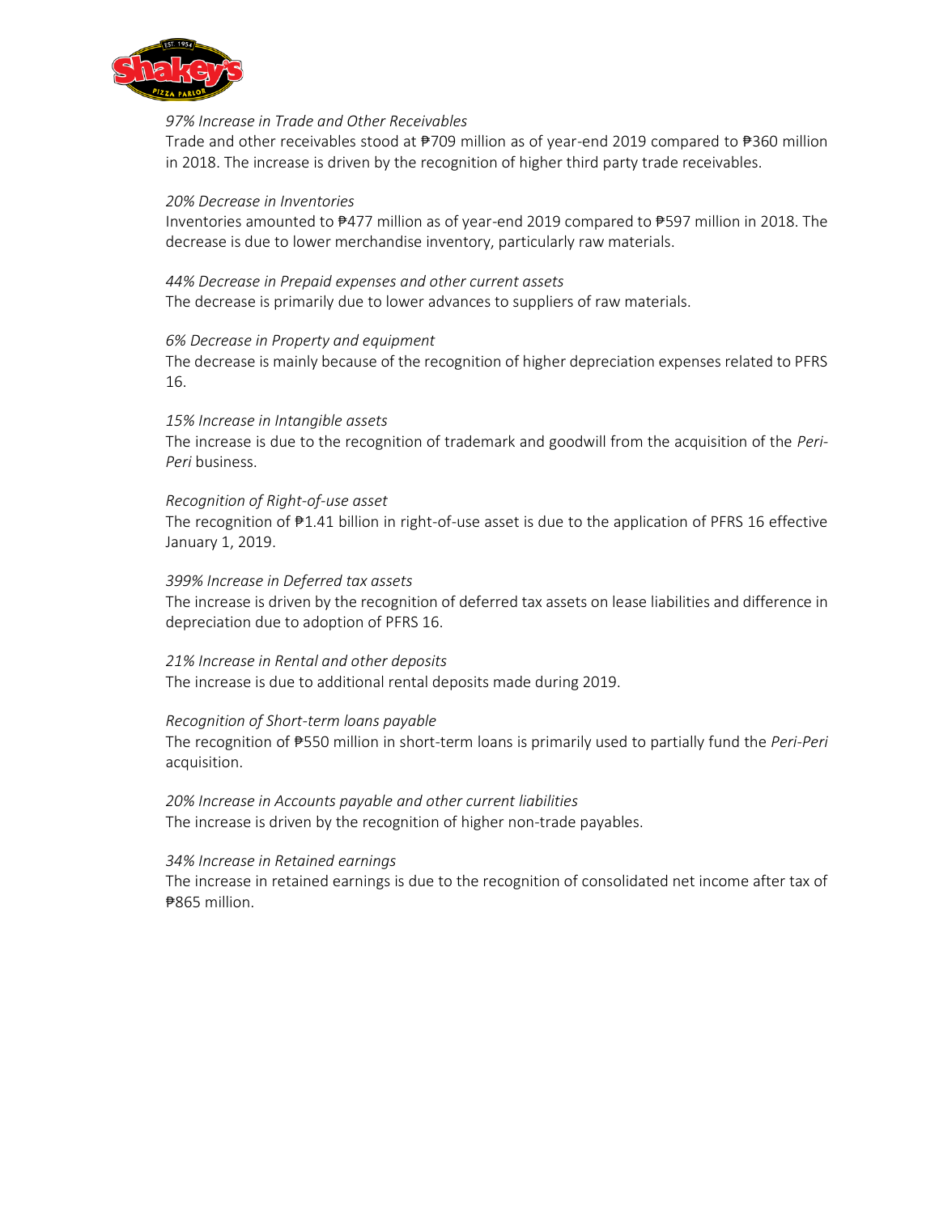*97% Increase in Trade and Other Receivables*

Trade and other receivables stood at ₱709 million as of year-end 2019 compared to ₱360 million in 2018. The increase is driven by the recognition of higher third party trade receivables.

*20% Decrease in Inventories*

Inventories amounted to ₱477 million as of year-end 2019 compared to ₱597 million in 2018. The decrease is due to lower merchandise inventory, particularly raw materials.

*44% Decrease in Prepaid expenses and other current assets*

The decrease is primarily due to lower advances to suppliers of raw materials.

*6% Decrease in Property and equipment*

The decrease is mainly because of the recognition of higher depreciation expenses related to PFRS 16.

*15% Increase in Intangible assets*

The increase is due to the recognition of trademark and goodwill from the acquisition of the *Peri-Peri* business.

*Recognition of Right-of-use asset*

The recognition of ₱1.41 billion in right-of-use asset is due to the application of PFRS 16 effective January 1, 2019.

*399% Increase in Deferred tax assets*

The increase is driven by the recognition of deferred tax assets on lease liabilities and difference in depreciation due to adoption of PFRS 16.

*21% Increase in Rental and other deposits*

The increase is due to additional rental deposits made during 2019.

*Recognition of Short-term loans payable*

The recognition of ₱550 million in short-term loans is primarily used to partially fund the *Peri-Peri* acquisition.

*20% Increase in Accounts payable and other current liabilities*

The increase is driven by the recognition of higher non-trade payables.

*34% Increase in Retained earnings*

The increase in retained earnings is due to the recognition of consolidated net income after tax of ₱865 million.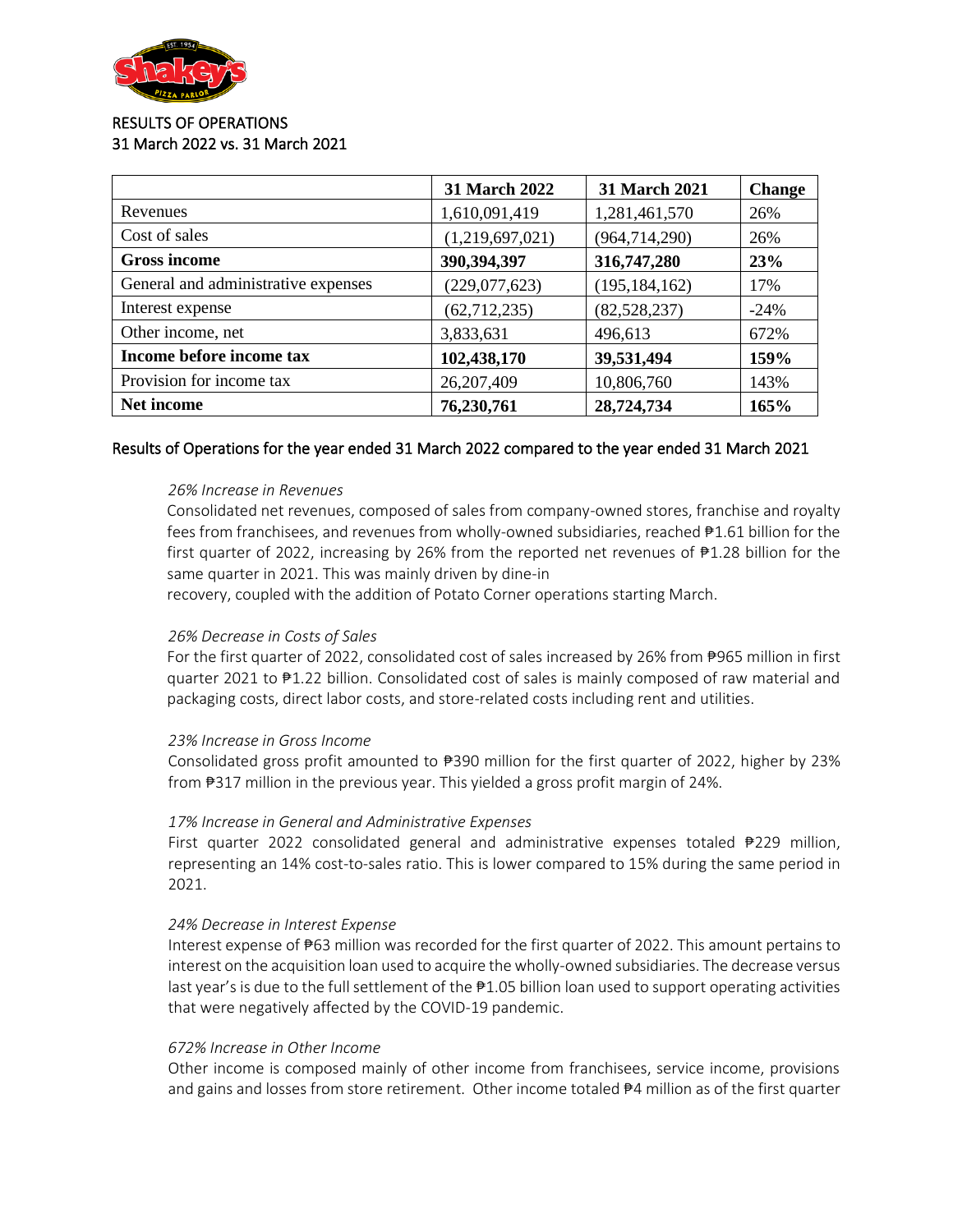RESULTS OF OPERATIONS
31 March 2022 vs. 31 March 2021

| | 31 March 2022 | 31 March 2021 | Change |
|---|---|---|---|
| Revenues | 1,610,091,419 | 1,281,461,570 | 26% |
| Cost of sales | (1,219,697,021) | (964,714,290) | 26% |
| **Gross income** | **390,394,397** | **316,747,280** | **23%** |
| General and administrative expenses | (229,077,623) | (195,184,162) | 17% |
| Interest expense | (62,712,235) | (82,528,237) | -24% |
| Other income, net | 3,833,631 | 496,613 | 672% |
| **Income before income tax** | **102,438,170** | **39,531,494** | **159%** |
| Provision for income tax | 26,207,409 | 10,806,760 | 143% |
| **Net income** | **76,230,761** | **28,724,734** | **165%** |

## Results of Operations for the year ended 31 March 2022 compared to the year ended 31 March 2021

*26% Increase in Revenues*

Consolidated net revenues, composed of sales from company-owned stores, franchise and royalty fees from franchisees, and revenues from wholly-owned subsidiaries, reached ₱1.61 billion for the first quarter of 2022, increasing by 26% from the reported net revenues of ₱1.28 billion for the same quarter in 2021. This was mainly driven by dine-in recovery, coupled with the addition of Potato Corner operations starting March.

*26% Decrease in Costs of Sales*

For the first quarter of 2022, consolidated cost of sales increased by 26% from ₱965 million in first quarter 2021 to ₱1.22 billion. Consolidated cost of sales is mainly composed of raw material and packaging costs, direct labor costs, and store-related costs including rent and utilities.

*23% Increase in Gross Income*

Consolidated gross profit amounted to ₱390 million for the first quarter of 2022, higher by 23% from ₱317 million in the previous year. This yielded a gross profit margin of 24%.

*17% Increase in General and Administrative Expenses*

First quarter 2022 consolidated general and administrative expenses totaled ₱229 million, representing an 14% cost-to-sales ratio. This is lower compared to 15% during the same period in 2021.

*24% Decrease in Interest Expense*

Interest expense of ₱63 million was recorded for the first quarter of 2022. This amount pertains to interest on the acquisition loan used to acquire the wholly-owned subsidiaries. The decrease versus last year's is due to the full settlement of the ₱1.05 billion loan used to support operating activities that were negatively affected by the COVID-19 pandemic.

*672% Increase in Other Income*

Other income is composed mainly of other income from franchisees, service income, provisions and gains and losses from store retirement. Other income totaled ₱4 million as of the first quarter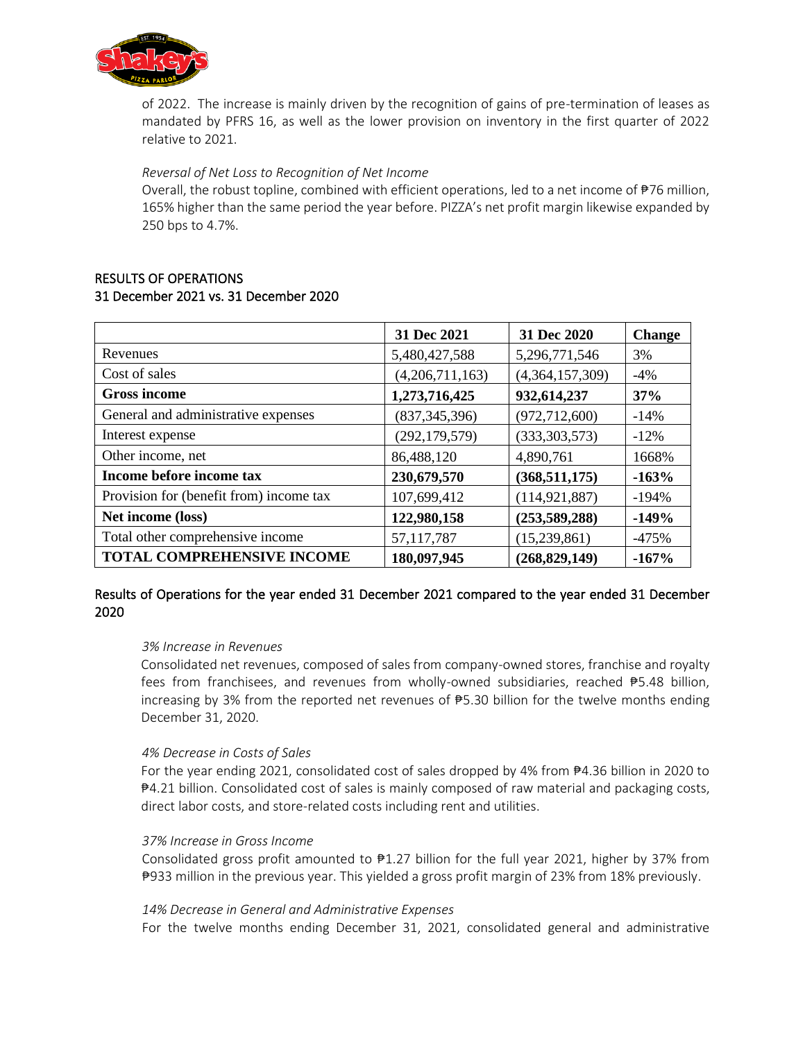of 2022. The increase is mainly driven by the recognition of gains of pre-termination of leases as mandated by PFRS 16, as well as the lower provision on inventory in the first quarter of 2022 relative to 2021.

*Reversal of Net Loss to Recognition of Net Income*

Overall, the robust topline, combined with efficient operations, led to a net income of ₱76 million, 165% higher than the same period the year before. PIZZA's net profit margin likewise expanded by 250 bps to 4.7%.

## RESULTS OF OPERATIONS
## 31 December 2021 vs. 31 December 2020

| | 31 Dec 2021 | 31 Dec 2020 | Change |
|---|---|---|---|
| Revenues | 5,480,427,588 | 5,296,771,546 | 3% |
| Cost of sales | (4,206,711,163) | (4,364,157,309) | -4% |
| **Gross income** | **1,273,716,425** | **932,614,237** | **37%** |
| General and administrative expenses | (837,345,396) | (972,712,600) | -14% |
| Interest expense | (292,179,579) | (333,303,573) | -12% |
| Other income, net | 86,488,120 | 4,890,761 | 1668% |
| **Income before income tax** | **230,679,570** | **(368,511,175)** | **-163%** |
| Provision for (benefit from) income tax | 107,699,412 | (114,921,887) | -194% |
| **Net income (loss)** | **122,980,158** | **(253,589,288)** | **-149%** |
| Total other comprehensive income | 57,117,787 | (15,239,861) | -475% |
| **TOTAL COMPREHENSIVE INCOME** | **180,097,945** | **(268,829,149)** | **-167%** |

## Results of Operations for the year ended 31 December 2021 compared to the year ended 31 December 2020

*3% Increase in Revenues*

Consolidated net revenues, composed of sales from company-owned stores, franchise and royalty fees from franchisees, and revenues from wholly-owned subsidiaries, reached ₱5.48 billion, increasing by 3% from the reported net revenues of ₱5.30 billion for the twelve months ending December 31, 2020.

*4% Decrease in Costs of Sales*

For the year ending 2021, consolidated cost of sales dropped by 4% from ₱4.36 billion in 2020 to ₱4.21 billion. Consolidated cost of sales is mainly composed of raw material and packaging costs, direct labor costs, and store-related costs including rent and utilities.

*37% Increase in Gross Income*

Consolidated gross profit amounted to ₱1.27 billion for the full year 2021, higher by 37% from ₱933 million in the previous year. This yielded a gross profit margin of 23% from 18% previously.

*14% Decrease in General and Administrative Expenses*

For the twelve months ending December 31, 2021, consolidated general and administrative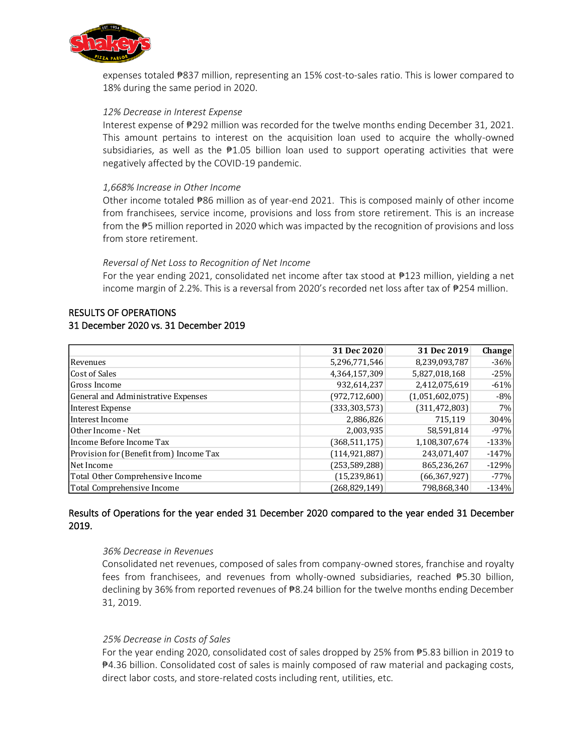expenses totaled ₱837 million, representing an 15% cost-to-sales ratio. This is lower compared to 18% during the same period in 2020.

*12% Decrease in Interest Expense*

Interest expense of ₱292 million was recorded for the twelve months ending December 31, 2021. This amount pertains to interest on the acquisition loan used to acquire the wholly-owned subsidiaries, as well as the ₱1.05 billion loan used to support operating activities that were negatively affected by the COVID-19 pandemic.

*1,668% Increase in Other Income*

Other income totaled ₱86 million as of year-end 2021. This is composed mainly of other income from franchisees, service income, provisions and loss from store retirement. This is an increase from the ₱5 million reported in 2020 which was impacted by the recognition of provisions and loss from store retirement.

*Reversal of Net Loss to Recognition of Net Income*

For the year ending 2021, consolidated net income after tax stood at ₱123 million, yielding a net income margin of 2.2%. This is a reversal from 2020's recorded net loss after tax of ₱254 million.

## RESULTS OF OPERATIONS
## 31 December 2020 vs. 31 December 2019

| | 31 Dec 2020 | 31 Dec 2019 | Change |
|---|---|---|---|
| Revenues | 5,296,771,546 | 8,239,093,787 | -36% |
| Cost of Sales | 4,364,157,309 | 5,827,018,168 | -25% |
| Gross Income | 932,614,237 | 2,412,075,619 | -61% |
| General and Administrative Expenses | (972,712,600) | (1,051,602,075) | -8% |
| Interest Expense | (333,303,573) | (311,472,803) | 7% |
| Interest Income | 2,886,826 | 715,119 | 304% |
| Other Income - Net | 2,003,935 | 58,591,814 | -97% |
| Income Before Income Tax | (368,511,175) | 1,108,307,674 | -133% |
| Provision for (Benefit from) Income Tax | (114,921,887) | 243,071,407 | -147% |
| Net Income | (253,589,288) | 865,236,267 | -129% |
| Total Other Comprehensive Income | (15,239,861) | (66,367,927) | -77% |
| Total Comprehensive Income | (268,829,149) | 798,868,340 | -134% |

### Results of Operations for the year ended 31 December 2020 compared to the year ended 31 December 2019.

*36% Decrease in Revenues*

Consolidated net revenues, composed of sales from company-owned stores, franchise and royalty fees from franchisees, and revenues from wholly-owned subsidiaries, reached ₱5.30 billion, declining by 36% from reported revenues of ₱8.24 billion for the twelve months ending December 31, 2019.

*25% Decrease in Costs of Sales*

For the year ending 2020, consolidated cost of sales dropped by 25% from ₱5.83 billion in 2019 to ₱4.36 billion. Consolidated cost of sales is mainly composed of raw material and packaging costs, direct labor costs, and store-related costs including rent, utilities, etc.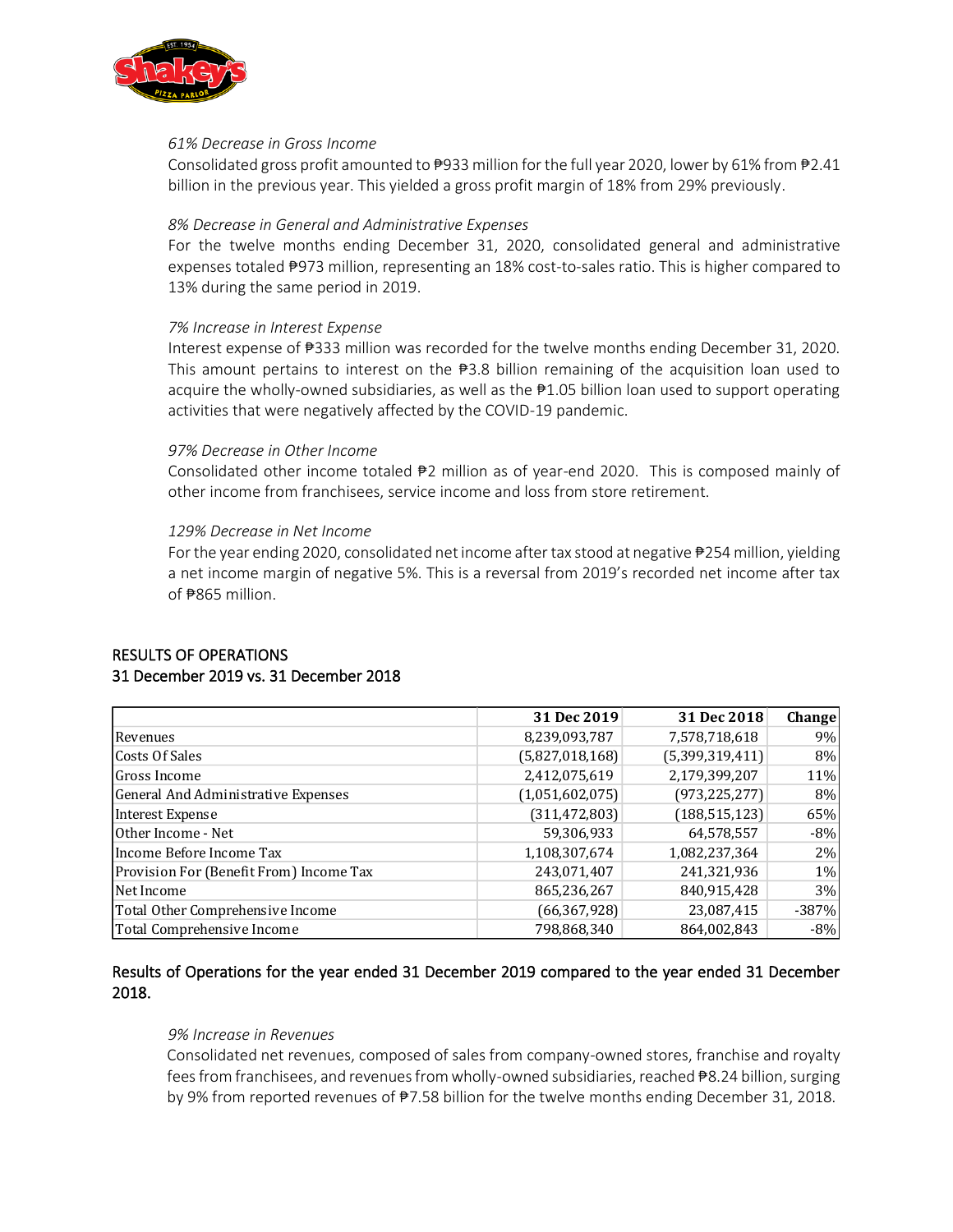*61% Decrease in Gross Income*

Consolidated gross profit amounted to ₱933 million for the full year 2020, lower by 61% from ₱2.41 billion in the previous year. This yielded a gross profit margin of 18% from 29% previously.

*8% Decrease in General and Administrative Expenses*

For the twelve months ending December 31, 2020, consolidated general and administrative expenses totaled ₱973 million, representing an 18% cost-to-sales ratio. This is higher compared to 13% during the same period in 2019.

*7% Increase in Interest Expense*

Interest expense of ₱333 million was recorded for the twelve months ending December 31, 2020. This amount pertains to interest on the ₱3.8 billion remaining of the acquisition loan used to acquire the wholly-owned subsidiaries, as well as the ₱1.05 billion loan used to support operating activities that were negatively affected by the COVID-19 pandemic.

*97% Decrease in Other Income*

Consolidated other income totaled ₱2 million as of year-end 2020. This is composed mainly of other income from franchisees, service income and loss from store retirement.

*129% Decrease in Net Income*

For the year ending 2020, consolidated net income after tax stood at negative ₱254 million, yielding a net income margin of negative 5%. This is a reversal from 2019's recorded net income after tax of ₱865 million.

## RESULTS OF OPERATIONS
## 31 December 2019 vs. 31 December 2018

| | 31 Dec 2019 | 31 Dec 2018 | Change |
|---|---|---|---|
| Revenues | 8,239,093,787 | 7,578,718,618 | 9% |
| Costs Of Sales | (5,827,018,168) | (5,399,319,411) | 8% |
| Gross Income | 2,412,075,619 | 2,179,399,207 | 11% |
| General And Administrative Expenses | (1,051,602,075) | (973,225,277) | 8% |
| Interest Expense | (311,472,803) | (188,515,123) | 65% |
| Other Income - Net | 59,306,933 | 64,578,557 | -8% |
| Income Before Income Tax | 1,108,307,674 | 1,082,237,364 | 2% |
| Provision For (Benefit From) Income Tax | 243,071,407 | 241,321,936 | 1% |
| Net Income | 865,236,267 | 840,915,428 | 3% |
| Total Other Comprehensive Income | (66,367,928) | 23,087,415 | -387% |
| Total Comprehensive Income | 798,868,340 | 864,002,843 | -8% |

### Results of Operations for the year ended 31 December 2019 compared to the year ended 31 December 2018.

*9% Increase in Revenues*

Consolidated net revenues, composed of sales from company-owned stores, franchise and royalty fees from franchisees, and revenues from wholly-owned subsidiaries, reached ₱8.24 billion, surging by 9% from reported revenues of ₱7.58 billion for the twelve months ending December 31, 2018.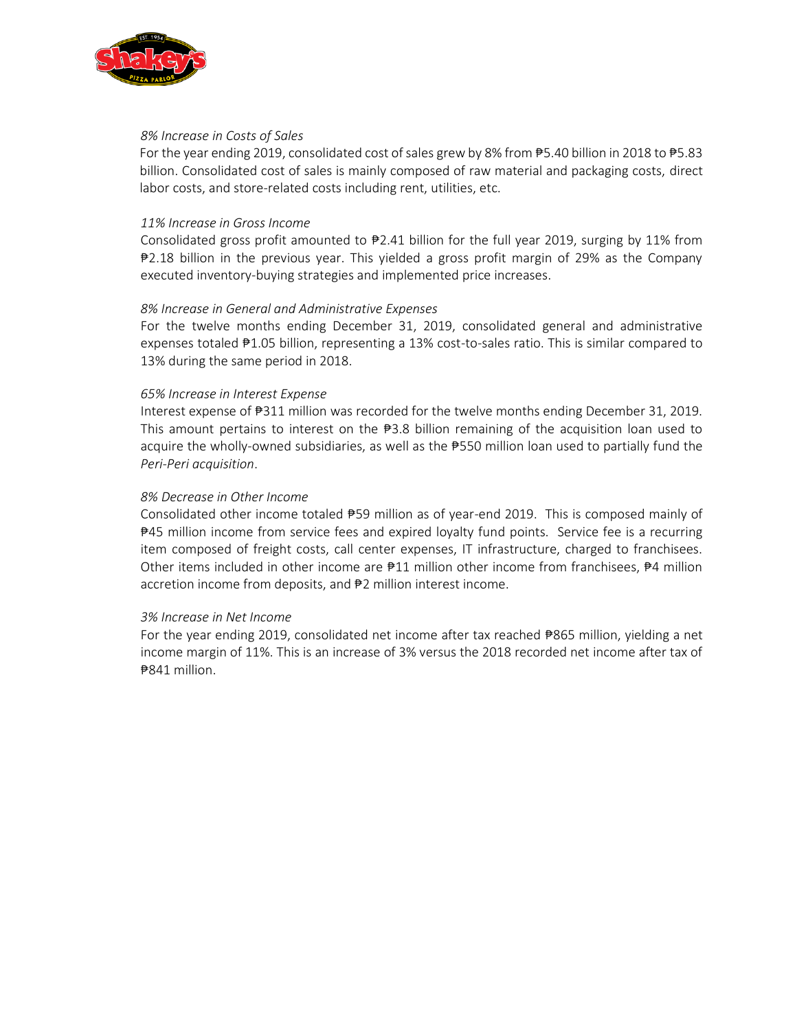*8% Increase in Costs of Sales*

For the year ending 2019, consolidated cost of sales grew by 8% from ₱5.40 billion in 2018 to ₱5.83 billion. Consolidated cost of sales is mainly composed of raw material and packaging costs, direct labor costs, and store-related costs including rent, utilities, etc.

*11% Increase in Gross Income*

Consolidated gross profit amounted to ₱2.41 billion for the full year 2019, surging by 11% from ₱2.18 billion in the previous year. This yielded a gross profit margin of 29% as the Company executed inventory-buying strategies and implemented price increases.

*8% Increase in General and Administrative Expenses*

For the twelve months ending December 31, 2019, consolidated general and administrative expenses totaled ₱1.05 billion, representing a 13% cost-to-sales ratio. This is similar compared to 13% during the same period in 2018.

*65% Increase in Interest Expense*

Interest expense of ₱311 million was recorded for the twelve months ending December 31, 2019. This amount pertains to interest on the ₱3.8 billion remaining of the acquisition loan used to acquire the wholly-owned subsidiaries, as well as the ₱550 million loan used to partially fund the *Peri-Peri acquisition*.

*8% Decrease in Other Income*

Consolidated other income totaled ₱59 million as of year-end 2019. This is composed mainly of ₱45 million income from service fees and expired loyalty fund points. Service fee is a recurring item composed of freight costs, call center expenses, IT infrastructure, charged to franchisees. Other items included in other income are ₱11 million other income from franchisees, ₱4 million accretion income from deposits, and ₱2 million interest income.

*3% Increase in Net Income*

For the year ending 2019, consolidated net income after tax reached ₱865 million, yielding a net income margin of 11%. This is an increase of 3% versus the 2018 recorded net income after tax of ₱841 million.